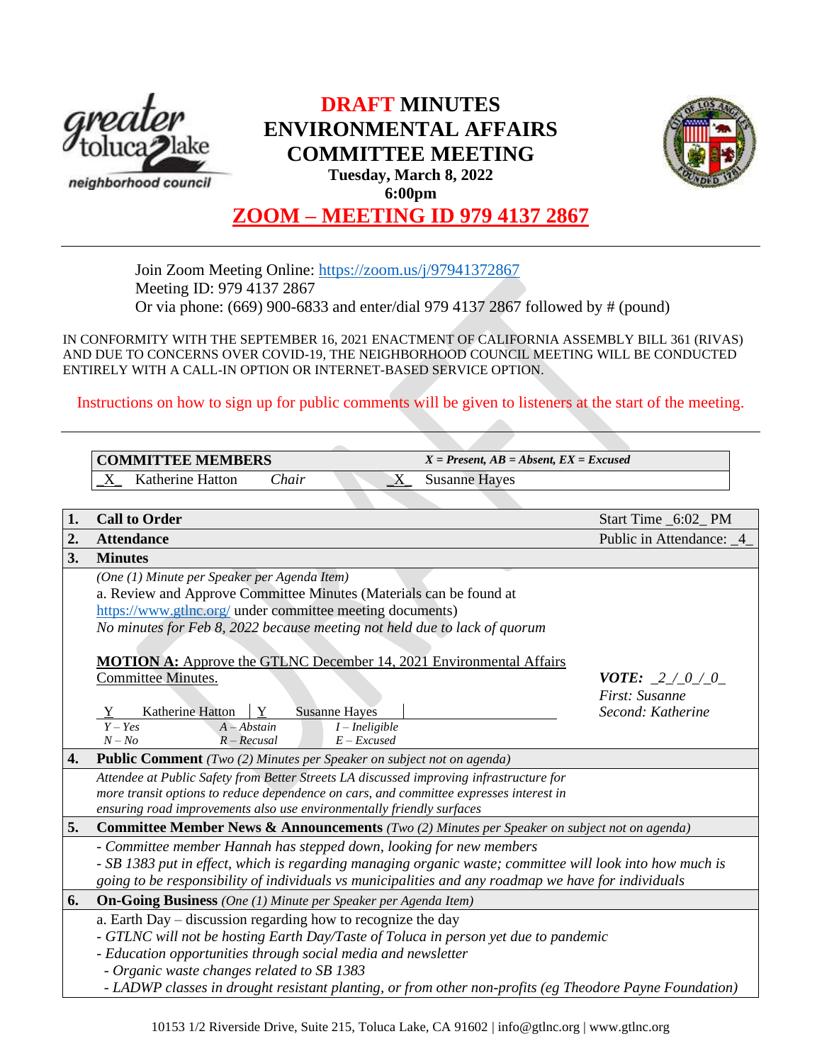# **DRAFT** MINUTES ENVIRONMENTAL AFFAIRS COMMITTEE MEETING

**Tuesday, March 8, 2022**
**6:00pm**

## ZOOM – MEETING ID 979 4137 2867

Join Zoom Meeting Online: https://zoom.us/j/97941372867
Meeting ID: 979 4137 2867
Or via phone: (669) 900-6833 and enter/dial 979 4137 2867 followed by # (pound)

IN CONFORMITY WITH THE SEPTEMBER 16, 2021 ENACTMENT OF CALIFORNIA ASSEMBLY BILL 361 (RIVAS) AND DUE TO CONCERNS OVER COVID-19, THE NEIGHBORHOOD COUNCIL MEETING WILL BE CONDUCTED ENTIRELY WITH A CALL-IN OPTION OR INTERNET-BASED SERVICE OPTION.

Instructions on how to sign up for public comments will be given to listeners at the start of the meeting.

| **COMMITTEE MEMBERS** | | ***X = Present, AB = Absent, EX = Excused*** |
|---|---|---|
| _X_ Katherine Hatton | *Chair* | _X_ Susanne Hayes |

| | | |
|---|---|---|
| **1.** | **Call to Order** | Start Time _6:02_ PM |
| **2.** | **Attendance** | Public in Attendance: _4_ |
| **3.** | **Minutes** | |

*(One (1) Minute per Speaker per Agenda Item)*
a. Review and Approve Committee Minutes (Materials can be found at https://www.gtlnc.org/ under committee meeting documents)
*No minutes for Feb 8, 2022 because meeting not held due to lack of quorum*

**MOTION A:** Approve the GTLNC December 14, 2021 Environmental Affairs Committee Minutes.

***VOTE:*** *_2_/_0_/_0_*
*First: Susanne*
*Second: Katherine*

| Y Katherine Hatton | Y Susanne Hayes |
|---|---|

*Y – Yes, N – No, A – Abstain, R – Recusal, I – Ineligible, E – Excused*

**4. Public Comment** *(Two (2) Minutes per Speaker on subject not on agenda)*

*Attendee at Public Safety from Better Streets LA discussed improving infrastructure for more transit options to reduce dependence on cars, and committee expresses interest in ensuring road improvements also use environmentally friendly surfaces*

**5. Committee Member News & Announcements** *(Two (2) Minutes per Speaker on subject not on agenda)*

*- Committee member Hannah has stepped down, looking for new members*
*- SB 1383 put in effect, which is regarding managing organic waste; committee will look into how much is going to be responsibility of individuals vs municipalities and any roadmap we have for individuals*

**6. On-Going Business** *(One (1) Minute per Speaker per Agenda Item)*

a. Earth Day – discussion regarding how to recognize the day
*- GTLNC will not be hosting Earth Day/Taste of Toluca in person yet due to pandemic*
*- Education opportunities through social media and newsletter*
  *- Organic waste changes related to SB 1383*
  *- LADWP classes in drought resistant planting, or from other non-profits (eg Theodore Payne Foundation)*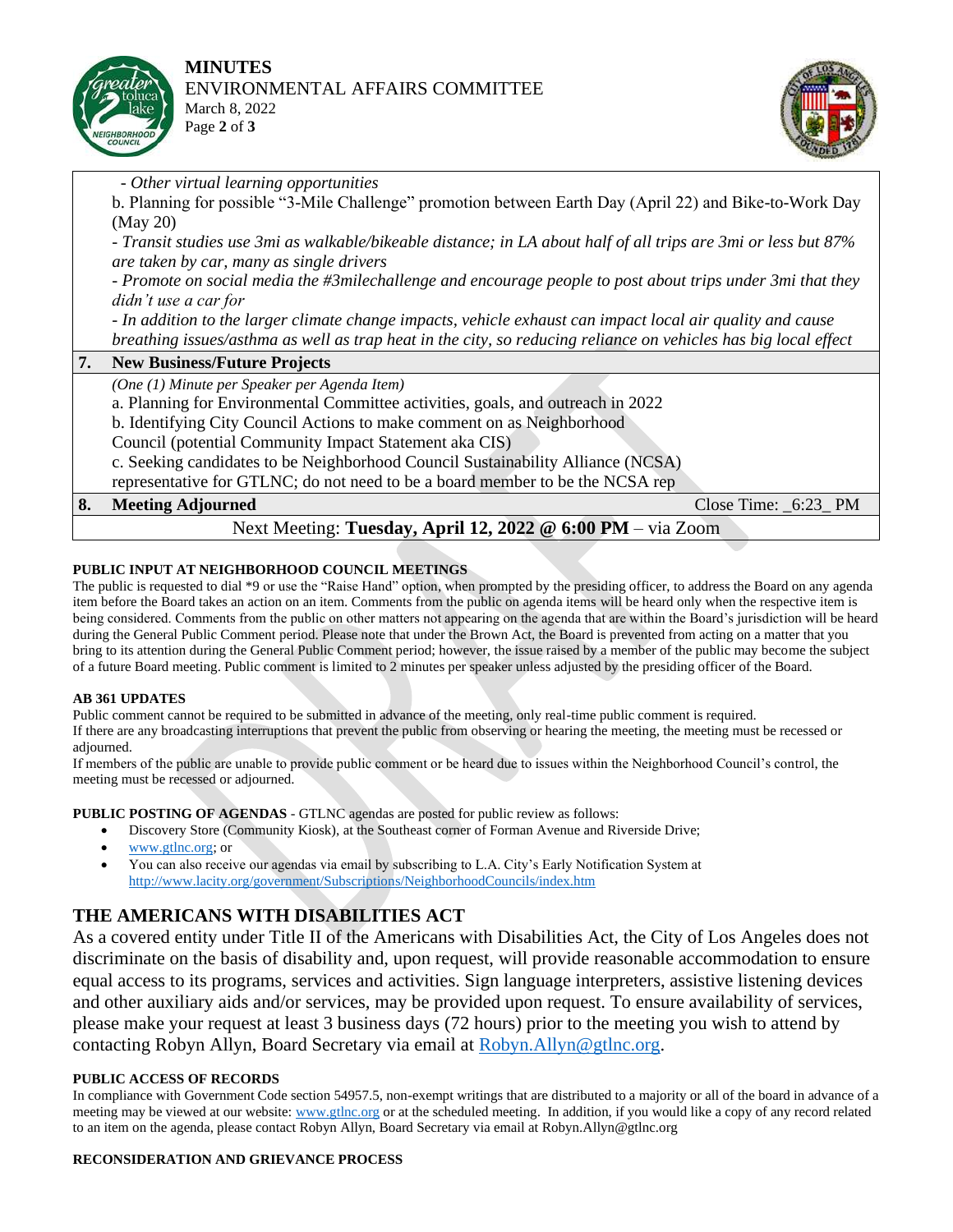- *Other virtual learning opportunities*

b. Planning for possible "3-Mile Challenge" promotion between Earth Day (April 22) and Bike-to-Work Day (May 20)

- *Transit studies use 3mi as walkable/bikeable distance; in LA about half of all trips are 3mi or less but 87% are taken by car, many as single drivers*
- *Promote on social media the #3milechallenge and encourage people to post about trips under 3mi that they didn't use a car for*
- *In addition to the larger climate change impacts, vehicle exhaust can impact local air quality and cause breathing issues/asthma as well as trap heat in the city, so reducing reliance on vehicles has big local effect*

**7. New Business/Future Projects**

*(One (1) Minute per Speaker per Agenda Item)*

a. Planning for Environmental Committee activities, goals, and outreach in 2022

b. Identifying City Council Actions to make comment on as Neighborhood Council (potential Community Impact Statement aka CIS)

c. Seeking candidates to be Neighborhood Council Sustainability Alliance (NCSA) representative for GTLNC; do not need to be a board member to be the NCSA rep

**8. Meeting Adjourned** Close Time: _6:23_ PM

Next Meeting: **Tuesday, April 12, 2022 @ 6:00 PM** – via Zoom

**PUBLIC INPUT AT NEIGHBORHOOD COUNCIL MEETINGS**

The public is requested to dial *9 or use the "Raise Hand" option, when prompted by the presiding officer, to address the Board on any agenda item before the Board takes an action on an item. Comments from the public on agenda items will be heard only when the respective item is being considered. Comments from the public on other matters not appearing on the agenda that are within the Board's jurisdiction will be heard during the General Public Comment period. Please note that under the Brown Act, the Board is prevented from acting on a matter that you bring to its attention during the General Public Comment period; however, the issue raised by a member of the public may become the subject of a future Board meeting. Public comment is limited to 2 minutes per speaker unless adjusted by the presiding officer of the Board.

**AB 361 UPDATES**

Public comment cannot be required to be submitted in advance of the meeting, only real-time public comment is required.
If there are any broadcasting interruptions that prevent the public from observing or hearing the meeting, the meeting must be recessed or adjourned.
If members of the public are unable to provide public comment or be heard due to issues within the Neighborhood Council's control, the meeting must be recessed or adjourned.

**PUBLIC POSTING OF AGENDAS** - GTLNC agendas are posted for public review as follows:

- Discovery Store (Community Kiosk), at the Southeast corner of Forman Avenue and Riverside Drive;
- www.gtlnc.org; or
- You can also receive our agendas via email by subscribing to L.A. City's Early Notification System at http://www.lacity.org/government/Subscriptions/NeighborhoodCouncils/index.htm

## THE AMERICANS WITH DISABILITIES ACT

As a covered entity under Title II of the Americans with Disabilities Act, the City of Los Angeles does not discriminate on the basis of disability and, upon request, will provide reasonable accommodation to ensure equal access to its programs, services and activities. Sign language interpreters, assistive listening devices and other auxiliary aids and/or services, may be provided upon request. To ensure availability of services, please make your request at least 3 business days (72 hours) prior to the meeting you wish to attend by contacting Robyn Allyn, Board Secretary via email at Robyn.Allyn@gtlnc.org.

**PUBLIC ACCESS OF RECORDS**

In compliance with Government Code section 54957.5, non-exempt writings that are distributed to a majority or all of the board in advance of a meeting may be viewed at our website: www.gtlnc.org or at the scheduled meeting. In addition, if you would like a copy of any record related to an item on the agenda, please contact Robyn Allyn, Board Secretary via email at Robyn.Allyn@gtlnc.org

**RECONSIDERATION AND GRIEVANCE PROCESS**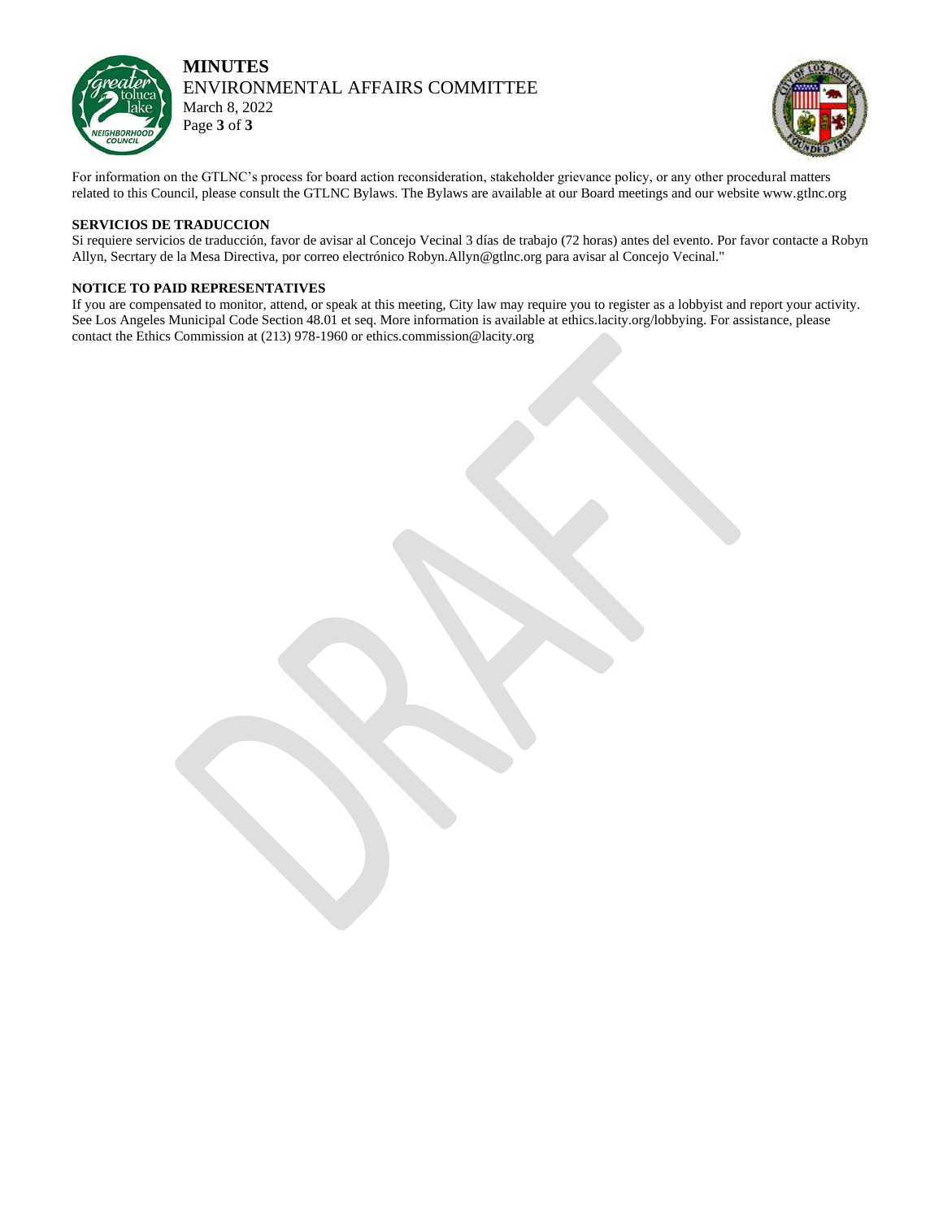For information on the GTLNC's process for board action reconsideration, stakeholder grievance policy, or any other procedural matters related to this Council, please consult the GTLNC Bylaws. The Bylaws are available at our Board meetings and our website www.gtlnc.org

**SERVICIOS DE TRADUCCION**

Si requiere servicios de traducción, favor de avisar al Concejo Vecinal 3 días de trabajo (72 horas) antes del evento. Por favor contacte a Robyn Allyn, Secrtary de la Mesa Directiva, por correo electrónico Robyn.Allyn@gtlnc.org para avisar al Concejo Vecinal."

**NOTICE TO PAID REPRESENTATIVES**

If you are compensated to monitor, attend, or speak at this meeting, City law may require you to register as a lobbyist and report your activity. See Los Angeles Municipal Code Section 48.01 et seq. More information is available at ethics.lacity.org/lobbying. For assistance, please contact the Ethics Commission at (213) 978-1960 or ethics.commission@lacity.org